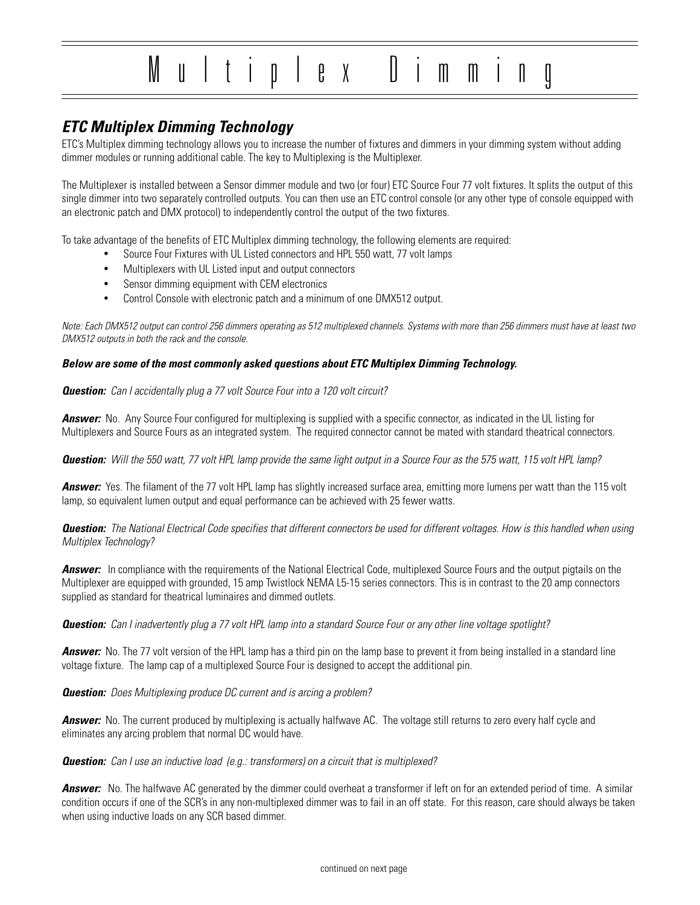# Multiplex Dimming

## ETC Multiplex Dimming Technology

ETC's Multiplex dimming technology allows you to increase the number of fixtures and dimmers in your dimming system without adding dimmer modules or running additional cable. The key to Multiplexing is the Multiplexer.

The Multiplexer is installed between a Sensor dimmer module and two (or four) ETC Source Four 77 volt fixtures. It splits the output of this single dimmer into two separately controlled outputs. You can then use an ETC control console (or any other type of console equipped with an electronic patch and DMX protocol) to independently control the output of the two fixtures.

To take advantage of the benefits of ETC Multiplex dimming technology, the following elements are required:

- Source Four Fixtures with UL Listed connectors and HPL 550 watt, 77 volt lamps
- Multiplexers with UL Listed input and output connectors
- Sensor dimming equipment with CEM electronics
- Control Console with electronic patch and a minimum of one DMX512 output.

*Note: Each DMX512 output can control 256 dimmers operating as 512 multiplexed channels. Systems with more than 256 dimmers must have at least two DMX512 outputs in both the rack and the console.*

***Below are some of the most commonly asked questions about ETC Multiplex Dimming Technology.***

***Question:*** *Can I accidentally plug a 77 volt Source Four into a 120 volt circuit?*

***Answer:*** No. Any Source Four configured for multiplexing is supplied with a specific connector, as indicated in the UL listing for Multiplexers and Source Fours as an integrated system. The required connector cannot be mated with standard theatrical connectors.

***Question:*** *Will the 550 watt, 77 volt HPL lamp provide the same light output in a Source Four as the 575 watt, 115 volt HPL lamp?*

***Answer:*** Yes. The filament of the 77 volt HPL lamp has slightly increased surface area, emitting more lumens per watt than the 115 volt lamp, so equivalent lumen output and equal performance can be achieved with 25 fewer watts.

***Question:*** *The National Electrical Code specifies that different connectors be used for different voltages. How is this handled when using Multiplex Technology?*

***Answer:*** In compliance with the requirements of the National Electrical Code, multiplexed Source Fours and the output pigtails on the Multiplexer are equipped with grounded, 15 amp Twistlock NEMA L5-15 series connectors. This is in contrast to the 20 amp connectors supplied as standard for theatrical luminaires and dimmed outlets.

***Question:*** *Can I inadvertently plug a 77 volt HPL lamp into a standard Source Four or any other line voltage spotlight?*

***Answer:*** No. The 77 volt version of the HPL lamp has a third pin on the lamp base to prevent it from being installed in a standard line voltage fixture. The lamp cap of a multiplexed Source Four is designed to accept the additional pin.

***Question:*** *Does Multiplexing produce DC current and is arcing a problem?*

***Answer:*** No. The current produced by multiplexing is actually halfwave AC. The voltage still returns to zero every half cycle and eliminates any arcing problem that normal DC would have.

***Question:*** *Can I use an inductive load (e.g.: transformers) on a circuit that is multiplexed?*

***Answer:*** No. The halfwave AC generated by the dimmer could overheat a transformer if left on for an extended period of time. A similar condition occurs if one of the SCR's in any non-multiplexed dimmer was to fail in an off state. For this reason, care should always be taken when using inductive loads on any SCR based dimmer.

continued on next page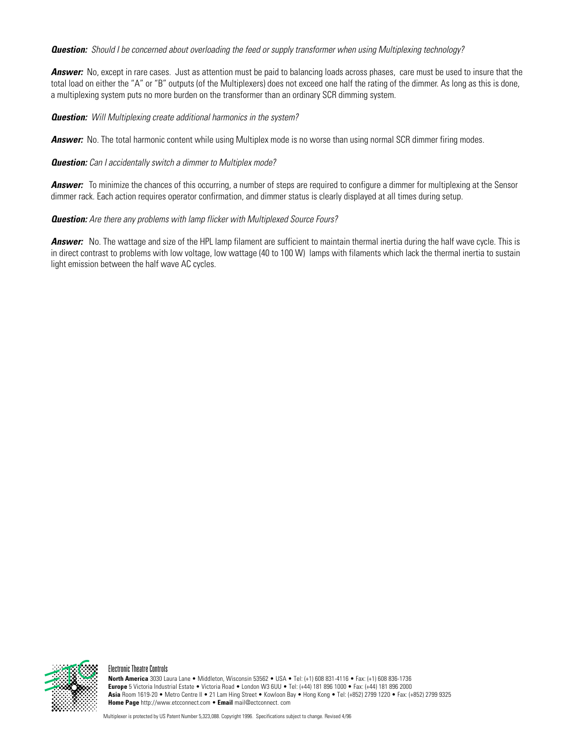***Question:*** *Should I be concerned about overloading the feed or supply transformer when using Multiplexing technology?*

***Answer:*** No, except in rare cases. Just as attention must be paid to balancing loads across phases, care must be used to insure that the total load on either the "A" or "B" outputs (of the Multiplexers) does not exceed one half the rating of the dimmer. As long as this is done, a multiplexing system puts no more burden on the transformer than an ordinary SCR dimming system.

***Question:*** *Will Multiplexing create additional harmonics in the system?*

***Answer:*** No. The total harmonic content while using Multiplex mode is no worse than using normal SCR dimmer firing modes.

***Question:*** *Can I accidentally switch a dimmer to Multiplex mode?*

***Answer:*** To minimize the chances of this occurring, a number of steps are required to configure a dimmer for multiplexing at the Sensor dimmer rack. Each action requires operator confirmation, and dimmer status is clearly displayed at all times during setup.

***Question:*** *Are there any problems with lamp flicker with Multiplexed Source Fours?*

***Answer:*** No. The wattage and size of the HPL lamp filament are sufficient to maintain thermal inertia during the half wave cycle. This is in direct contrast to problems with low voltage, low wattage (40 to 100 W) lamps with filaments which lack the thermal inertia to sustain light emission between the half wave AC cycles.

Electronic Theatre Controls

**North America** 3030 Laura Lane • Middleton, Wisconsin 53562 • USA • Tel: (+1) 608 831-4116 • Fax: (+1) 608 836-1736
**Europe** 5 Victoria Industrial Estate • Victoria Road • London W3 6UU • Tel: (+44) 181 896 1000 • Fax: (+44) 181 896 2000
**Asia** Room 1619-20 • Metro Centre II • 21 Lam Hing Street • Kowloon Bay • Hong Kong • Tel: (+852) 2799 1220 • Fax: (+852) 2799 9325
**Home Page** http://www.etcconnect.com • **Email** mail@ectconnect. com

Multiplexer is protected by US Patent Number 5,323,088. Copyright 1996. Specifications subject to change. Revised 4/96